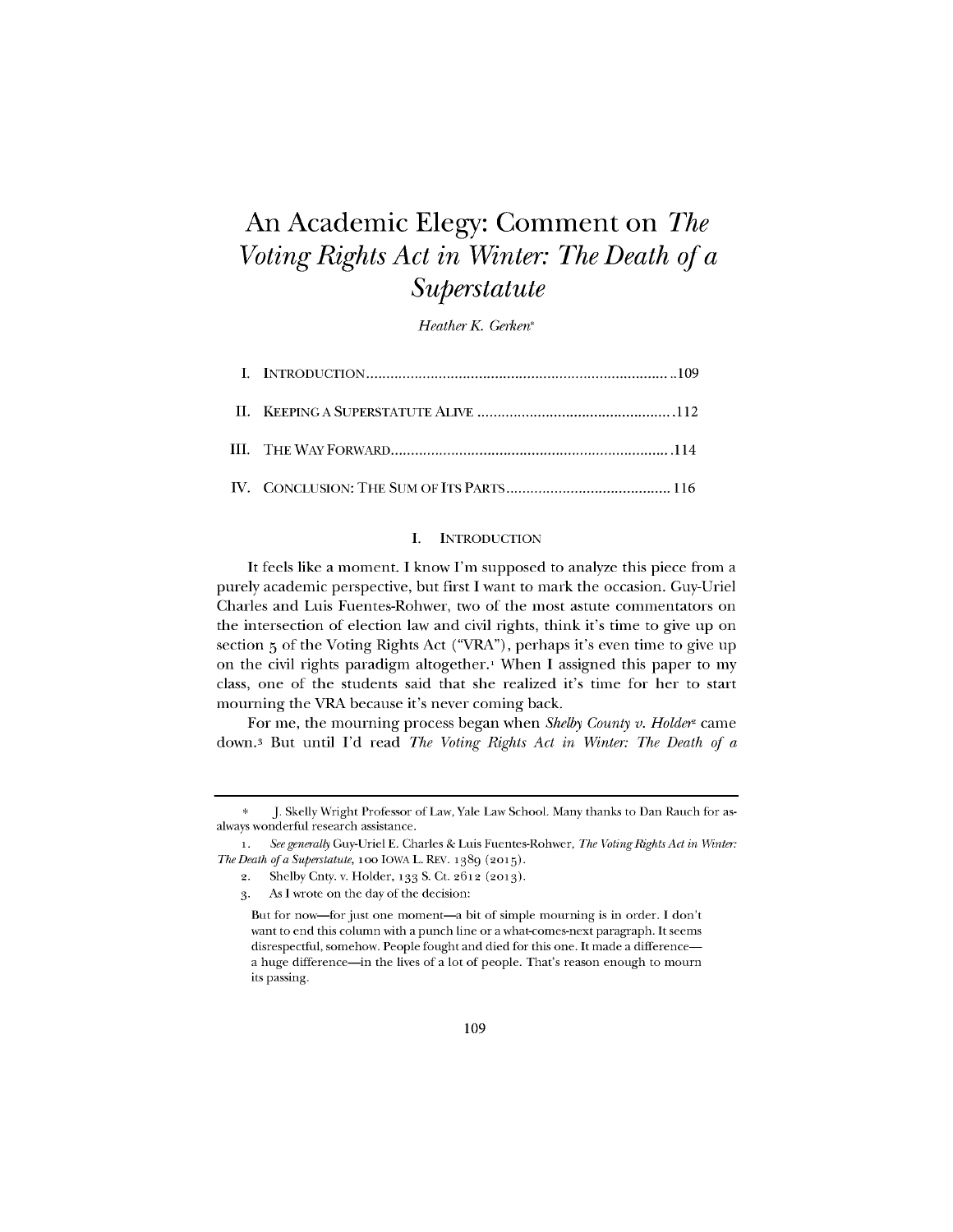# An Academic Elegy: Comment on *The Voting Rights Act in Winter: The Death of a Superstatute*

*Heather K. Gerken\**

I. INTRODUCTION ..... 109

II. KEEPING A SUPERSTATUTE ALIVE ..... 112

III. THE WAY FORWARD ..... 114

IV. CONCLUSION: THE SUM OF ITS PARTS ..... 116

## I. INTRODUCTION

It feels like a moment. I know I'm supposed to analyze this piece from a purely academic perspective, but first I want to mark the occasion. Guy-Uriel Charles and Luis Fuentes-Rohwer, two of the most astute commentators on the intersection of election law and civil rights, think it's time to give up on section 5 of the Voting Rights Act ("VRA"), perhaps it's even time to give up on the civil rights paradigm altogether.[1] When I assigned this paper to my class, one of the students said that she realized it's time for her to start mourning the VRA because it's never coming back.

For me, the mourning process began when *Shelby County v. Holder*[2] came down.[3] But until I'd read *The Voting Rights Act in Winter: The Death of a*

---

\* J. Skelly Wright Professor of Law, Yale Law School. Many thanks to Dan Rauch for as-always wonderful research assistance.

1. *See generally* Guy-Uriel E. Charles & Luis Fuentes-Rohwer, *The Voting Rights Act in Winter: The Death of a Superstatute*, 100 IOWA L. REV. 1389 (2015).

2. Shelby Cnty. v. Holder, 133 S. Ct. 2612 (2013).

3. As I wrote on the day of the decision:

> But for now—for just one moment—a bit of simple mourning is in order. I don't want to end this column with a punch line or a what-comes-next paragraph. It seems disrespectful, somehow. People fought and died for this one. It made a difference—a huge difference—in the lives of a lot of people. That's reason enough to mourn its passing.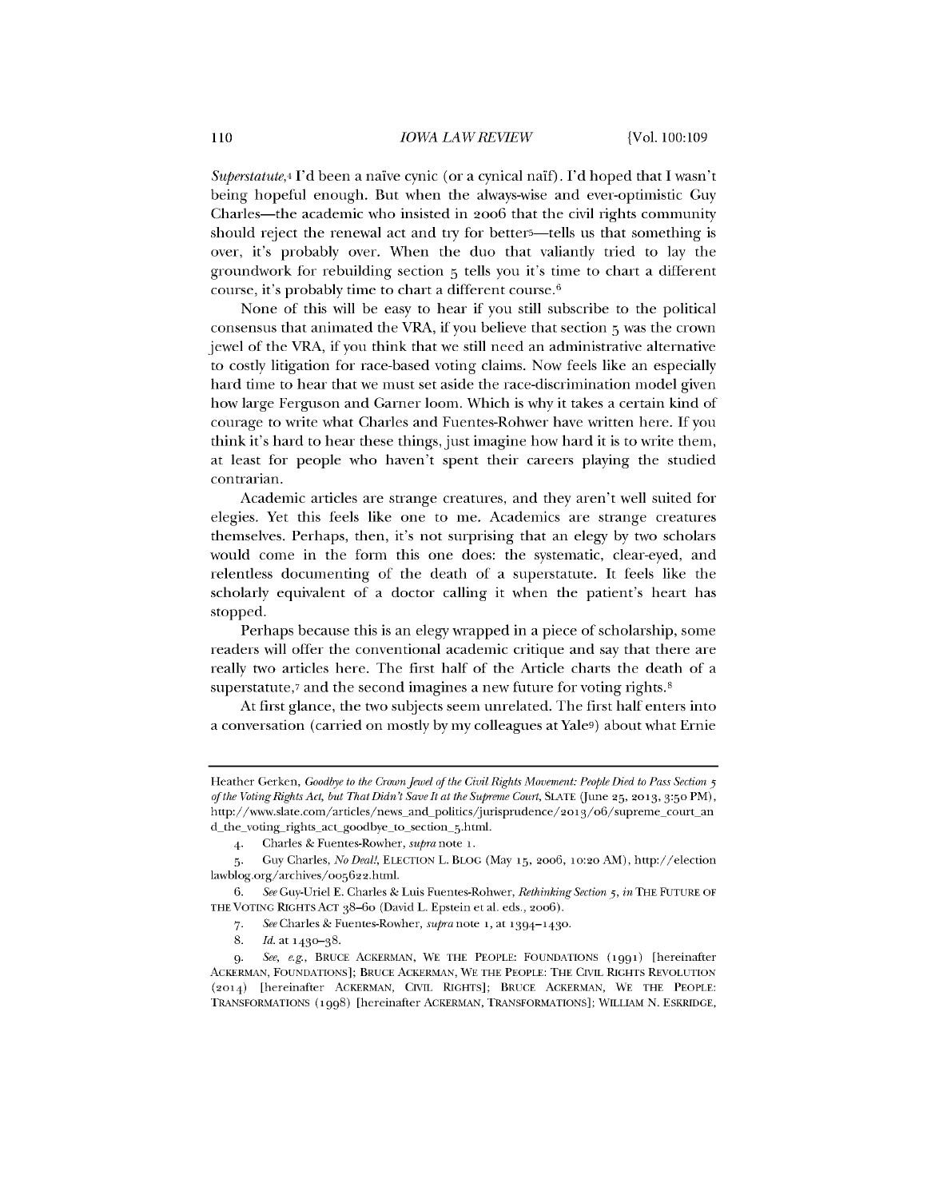*Superstatute*,[4] I'd been a naïve cynic (or a cynical naïf). I'd hoped that I wasn't being hopeful enough. But when the always-wise and ever-optimistic Guy Charles—the academic who insisted in 2006 that the civil rights community should reject the renewal act and try for better[5]—tells us that something is over, it's probably over. When the duo that valiantly tried to lay the groundwork for rebuilding section 5 tells you it's time to chart a different course, it's probably time to chart a different course.[6]

None of this will be easy to hear if you still subscribe to the political consensus that animated the VRA, if you believe that section 5 was the crown jewel of the VRA, if you think that we still need an administrative alternative to costly litigation for race-based voting claims. Now feels like an especially hard time to hear that we must set aside the race-discrimination model given how large Ferguson and Garner loom. Which is why it takes a certain kind of courage to write what Charles and Fuentes-Rohwer have written here. If you think it's hard to hear these things, just imagine how hard it is to write them, at least for people who haven't spent their careers playing the studied contrarian.

Academic articles are strange creatures, and they aren't well suited for elegies. Yet this feels like one to me. Academics are strange creatures themselves. Perhaps, then, it's not surprising that an elegy by two scholars would come in the form this one does: the systematic, clear-eyed, and relentless documenting of the death of a superstatute. It feels like the scholarly equivalent of a doctor calling it when the patient's heart has stopped.

Perhaps because this is an elegy wrapped in a piece of scholarship, some readers will offer the conventional academic critique and say that there are really two articles here. The first half of the Article charts the death of a superstatute,[7] and the second imagines a new future for voting rights.[8]

At first glance, the two subjects seem unrelated. The first half enters into a conversation (carried on mostly by my colleagues at Yale[9]) about what Ernie

---

Heather Gerken, *Goodbye to the Crown Jewel of the Civil Rights Movement: People Died to Pass Section 5 of the Voting Rights Act, but That Didn't Save It at the Supreme Court*, SLATE (June 25, 2013, 3:50 PM), http://www.slate.com/articles/news_and_politics/jurisprudence/2013/06/supreme_court_and_the_voting_rights_act_goodbye_to_section_5.html.

4. Charles & Fuentes-Rowher, *supra* note 1.

5. Guy Charles, *No Deal!*, ELECTION L. BLOG (May 15, 2006, 10:20 AM), http://electionlawblog.org/archives/005622.html.

6. *See* Guy-Uriel E. Charles & Luis Fuentes-Rohwer, *Rethinking Section 5*, *in* THE FUTURE OF THE VOTING RIGHTS ACT 38–60 (David L. Epstein et al. eds., 2006).

7. *See* Charles & Fuentes-Rowher, *supra* note 1, at 1394–1430.

8. *Id.* at 1430–38.

9. *See, e.g.*, BRUCE ACKERMAN, WE THE PEOPLE: FOUNDATIONS (1991) [hereinafter ACKERMAN, FOUNDATIONS]; BRUCE ACKERMAN, WE THE PEOPLE: THE CIVIL RIGHTS REVOLUTION (2014) [hereinafter ACKERMAN, CIVIL RIGHTS]; BRUCE ACKERMAN, WE THE PEOPLE: TRANSFORMATIONS (1998) [hereinafter ACKERMAN, TRANSFORMATIONS]; WILLIAM N. ESKRIDGE,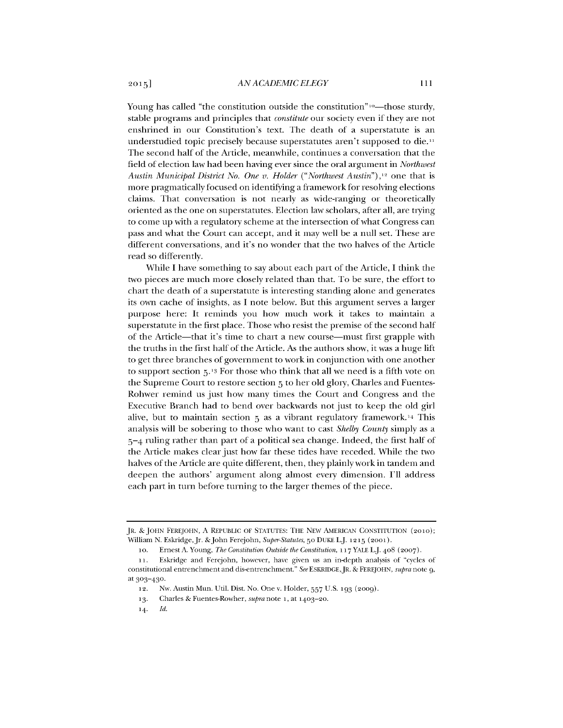Young has called "the constitution outside the constitution"[10]—those sturdy, stable programs and principles that *constitute* our society even if they are not enshrined in our Constitution's text. The death of a superstatute is an understudied topic precisely because superstatutes aren't supposed to die.[11] The second half of the Article, meanwhile, continues a conversation that the field of election law had been having ever since the oral argument in *Northwest Austin Municipal District No. One v. Holder* ("*Northwest Austin*"),[12] one that is more pragmatically focused on identifying a framework for resolving elections claims. That conversation is not nearly as wide-ranging or theoretically oriented as the one on superstatutes. Election law scholars, after all, are trying to come up with a regulatory scheme at the intersection of what Congress can pass and what the Court can accept, and it may well be a null set. These are different conversations, and it's no wonder that the two halves of the Article read so differently.

While I have something to say about each part of the Article, I think the two pieces are much more closely related than that. To be sure, the effort to chart the death of a superstatute is interesting standing alone and generates its own cache of insights, as I note below. But this argument serves a larger purpose here: It reminds you how much work it takes to maintain a superstatute in the first place. Those who resist the premise of the second half of the Article—that it's time to chart a new course—must first grapple with the truths in the first half of the Article. As the authors show, it was a huge lift to get three branches of government to work in conjunction with one another to support section 5.[13] For those who think that all we need is a fifth vote on the Supreme Court to restore section 5 to her old glory, Charles and Fuentes-Rohwer remind us just how many times the Court and Congress and the Executive Branch had to bend over backwards not just to keep the old girl alive, but to maintain section 5 as a vibrant regulatory framework.[14] This analysis will be sobering to those who want to cast *Shelby County* simply as a 5–4 ruling rather than part of a political sea change. Indeed, the first half of the Article makes clear just how far these tides have receded. While the two halves of the Article are quite different, then, they plainly work in tandem and deepen the authors' argument along almost every dimension. I'll address each part in turn before turning to the larger themes of the piece.

---

JR. & JOHN FEREJOHN, A REPUBLIC OF STATUTES: THE NEW AMERICAN CONSTITUTION (2010); William N. Eskridge, Jr. & John Ferejohn, *Super-Statutes*, 50 DUKE L.J. 1215 (2001).

10. Ernest A. Young, *The Constitution Outside the Constitution*, 117 YALE L.J. 408 (2007).

11. Eskridge and Ferejohn, however, have given us an in-depth analysis of "cycles of constitutional entrenchment and dis-entrenchment." *See* ESKRIDGE, JR. & FEREJOHN, *supra* note 9, at 303–430.

12. Nw. Austin Mun. Util. Dist. No. One v. Holder, 557 U.S. 193 (2009).

13. Charles & Fuentes-Rowher, *supra* note 1, at 1403–20.

14. *Id.*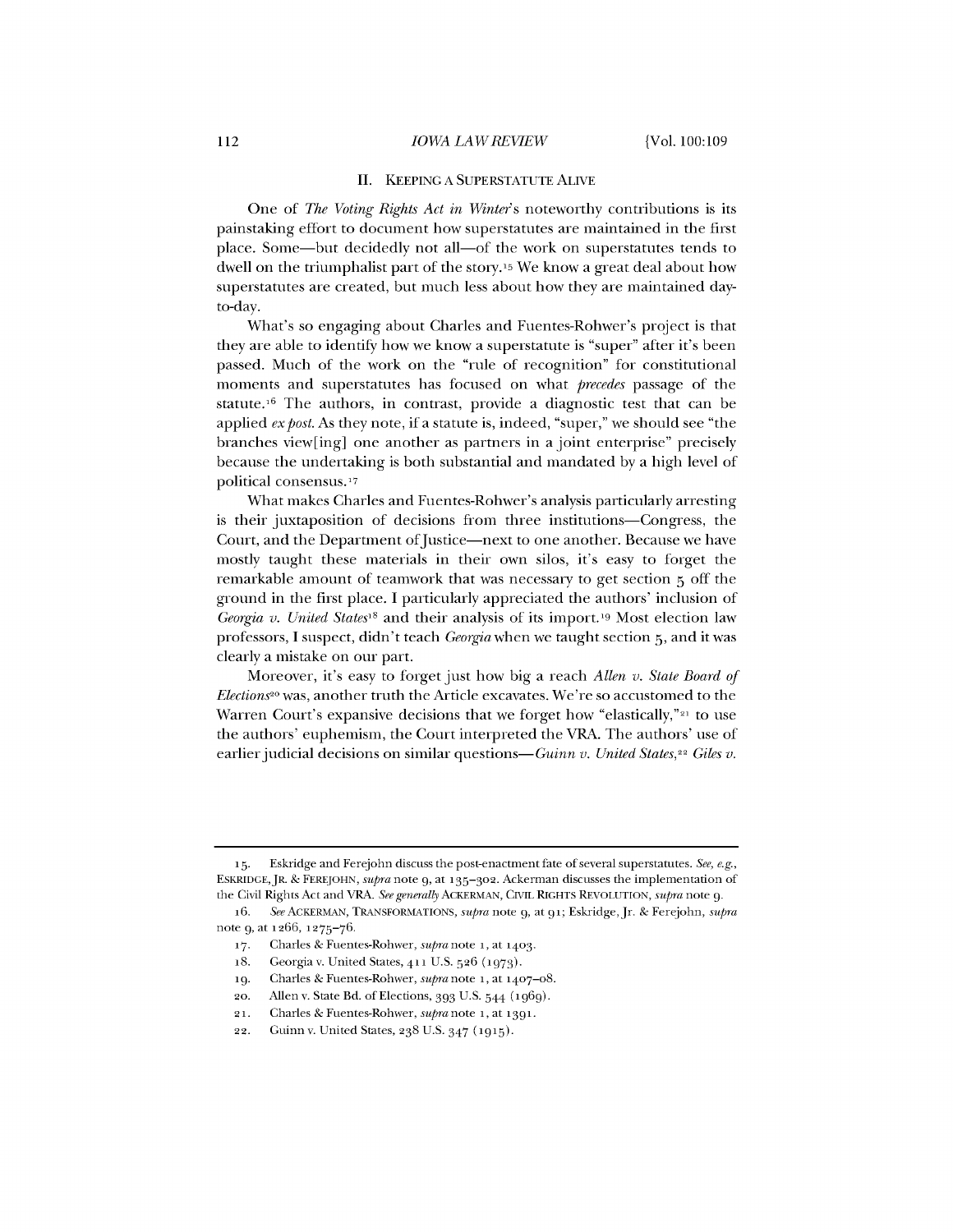## II. KEEPING A SUPERSTATUTE ALIVE

One of *The Voting Rights Act in Winter*'s noteworthy contributions is its painstaking effort to document how superstatutes are maintained in the first place. Some—but decidedly not all—of the work on superstatutes tends to dwell on the triumphalist part of the story.[15] We know a great deal about how superstatutes are created, but much less about how they are maintained day-to-day.

What's so engaging about Charles and Fuentes-Rohwer's project is that they are able to identify how we know a superstatute is "super" after it's been passed. Much of the work on the "rule of recognition" for constitutional moments and superstatutes has focused on what *precedes* passage of the statute.[16] The authors, in contrast, provide a diagnostic test that can be applied *ex post*. As they note, if a statute is, indeed, "super," we should see "the branches view[ing] one another as partners in a joint enterprise" precisely because the undertaking is both substantial and mandated by a high level of political consensus.[17]

What makes Charles and Fuentes-Rohwer's analysis particularly arresting is their juxtaposition of decisions from three institutions—Congress, the Court, and the Department of Justice—next to one another. Because we have mostly taught these materials in their own silos, it's easy to forget the remarkable amount of teamwork that was necessary to get section 5 off the ground in the first place. I particularly appreciated the authors' inclusion of *Georgia v. United States*[18] and their analysis of its import.[19] Most election law professors, I suspect, didn't teach *Georgia* when we taught section 5, and it was clearly a mistake on our part.

Moreover, it's easy to forget just how big a reach *Allen v. State Board of Elections*[20] was, another truth the Article excavates. We're so accustomed to the Warren Court's expansive decisions that we forget how "elastically,"[21] to use the authors' euphemism, the Court interpreted the VRA. The authors' use of earlier judicial decisions on similar questions—*Guinn v. United States*,[22] *Giles v.*

---

15. Eskridge and Ferejohn discuss the post-enactment fate of several superstatutes. *See, e.g.*, ESKRIDGE, JR. & FEREJOHN, *supra* note 9, at 135–302. Ackerman discusses the implementation of the Civil Rights Act and VRA. *See generally* ACKERMAN, CIVIL RIGHTS REVOLUTION, *supra* note 9.

16. *See* ACKERMAN, TRANSFORMATIONS, *supra* note 9, at 91; Eskridge, Jr. & Ferejohn, *supra* note 9, at 1266, 1275–76.

17. Charles & Fuentes-Rohwer, *supra* note 1, at 1403.

18. Georgia v. United States, 411 U.S. 526 (1973).

19. Charles & Fuentes-Rohwer, *supra* note 1, at 1407–08.

20. Allen v. State Bd. of Elections, 393 U.S. 544 (1969).

21. Charles & Fuentes-Rohwer, *supra* note 1, at 1391.

22. Guinn v. United States, 238 U.S. 347 (1915).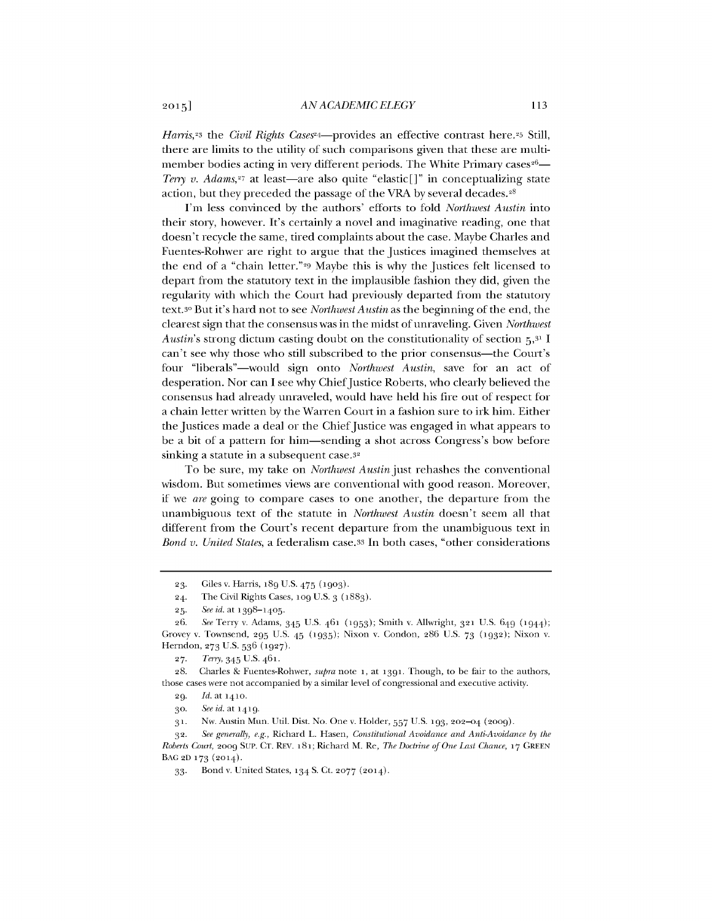*Harris*,[23] the *Civil Rights Cases*[24]—provides an effective contrast here.[25] Still, there are limits to the utility of such comparisons given that these are multi-member bodies acting in very different periods. The White Primary cases[26]—*Terry v. Adams*,[27] at least—are also quite "elastic[]" in conceptualizing state action, but they preceded the passage of the VRA by several decades.[28]

I'm less convinced by the authors' efforts to fold *Northwest Austin* into their story, however. It's certainly a novel and imaginative reading, one that doesn't recycle the same, tired complaints about the case. Maybe Charles and Fuentes-Rohwer are right to argue that the Justices imagined themselves at the end of a "chain letter."[29] Maybe this is why the Justices felt licensed to depart from the statutory text in the implausible fashion they did, given the regularity with which the Court had previously departed from the statutory text.[30] But it's hard not to see *Northwest Austin* as the beginning of the end, the clearest sign that the consensus was in the midst of unraveling. Given *Northwest Austin*'s strong dictum casting doubt on the constitutionality of section 5,[31] I can't see why those who still subscribed to the prior consensus—the Court's four "liberals"—would sign onto *Northwest Austin*, save for an act of desperation. Nor can I see why Chief Justice Roberts, who clearly believed the consensus had already unraveled, would have held his fire out of respect for a chain letter written by the Warren Court in a fashion sure to irk him. Either the Justices made a deal or the Chief Justice was engaged in what appears to be a bit of a pattern for him—sending a shot across Congress's bow before sinking a statute in a subsequent case.[32]

To be sure, my take on *Northwest Austin* just rehashes the conventional wisdom. But sometimes views are conventional with good reason. Moreover, if we *are* going to compare cases to one another, the departure from the unambiguous text of the statute in *Northwest Austin* doesn't seem all that different from the Court's recent departure from the unambiguous text in *Bond v. United States*, a federalism case.[33] In both cases, "other considerations

---

23. Giles v. Harris, 189 U.S. 475 (1903).

24. The Civil Rights Cases, 109 U.S. 3 (1883).

25. *See id.* at 1398–1405.

26. *See* Terry v. Adams, 345 U.S. 461 (1953); Smith v. Allwright, 321 U.S. 649 (1944); Grovey v. Townsend, 295 U.S. 45 (1935); Nixon v. Condon, 286 U.S. 73 (1932); Nixon v. Herndon, 273 U.S. 536 (1927).

27. *Terry*, 345 U.S. 461.

28. Charles & Fuentes-Rohwer, *supra* note 1, at 1391. Though, to be fair to the authors, those cases were not accompanied by a similar level of congressional and executive activity.

29. *Id.* at 1410.

30. *See id.* at 1419.

31. Nw. Austin Mun. Util. Dist. No. One v. Holder, 557 U.S. 193, 202–04 (2009).

32. *See generally, e.g.*, Richard L. Hasen, *Constitutional Avoidance and Anti-Avoidance by the Roberts Court*, 2009 SUP. CT. REV. 181; Richard M. Re, *The Doctrine of One Last Chance*, 17 GREEN BAG 2D 173 (2014).

33. Bond v. United States, 134 S. Ct. 2077 (2014).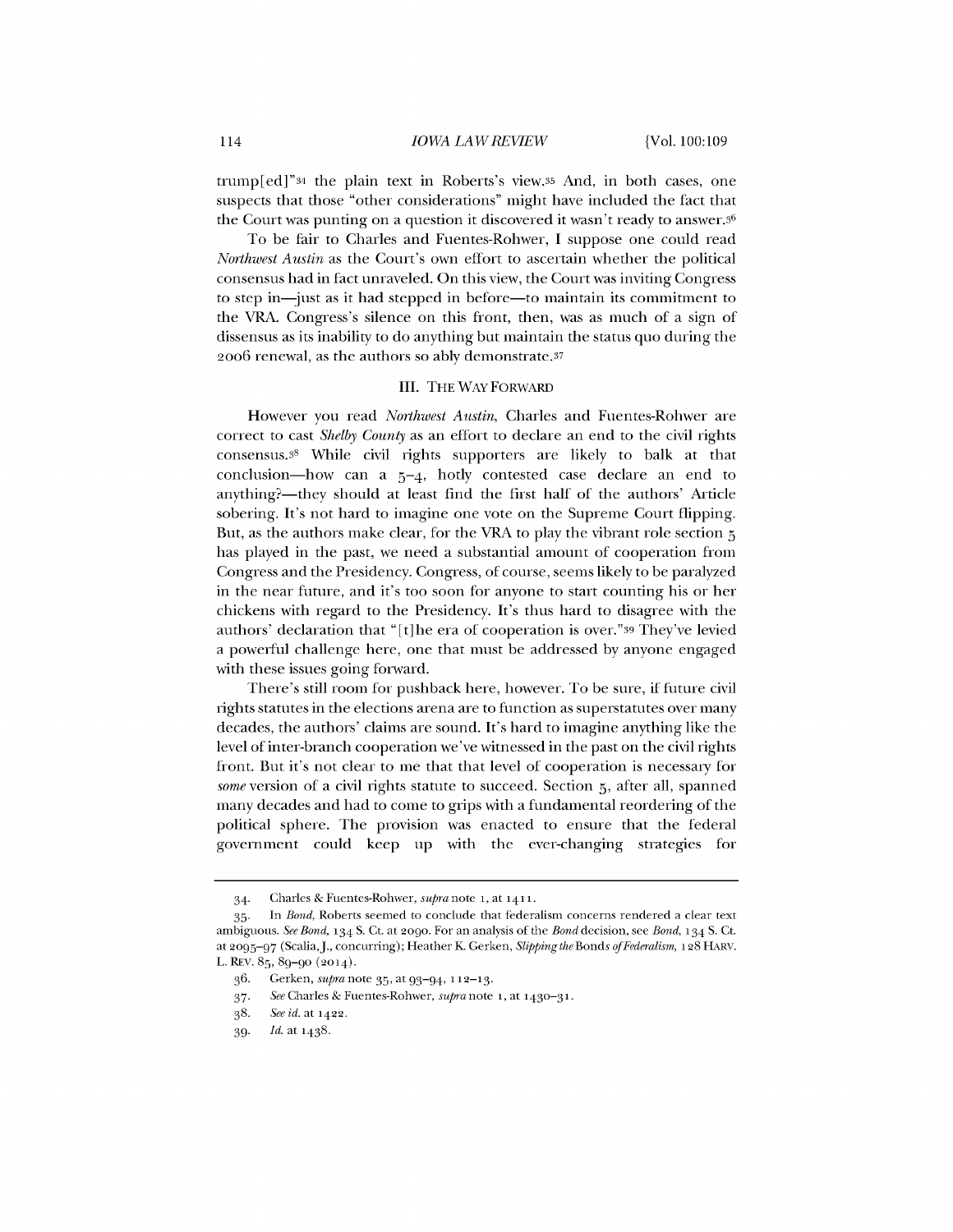trump[ed]"[34] the plain text in Roberts's view.[35] And, in both cases, one suspects that those "other considerations" might have included the fact that the Court was punting on a question it discovered it wasn't ready to answer.[36]

To be fair to Charles and Fuentes-Rohwer, I suppose one could read *Northwest Austin* as the Court's own effort to ascertain whether the political consensus had in fact unraveled. On this view, the Court was inviting Congress to step in—just as it had stepped in before—to maintain its commitment to the VRA. Congress's silence on this front, then, was as much of a sign of dissensus as its inability to do anything but maintain the status quo during the 2006 renewal, as the authors so ably demonstrate.[37]

## III. THE WAY FORWARD

However you read *Northwest Austin*, Charles and Fuentes-Rohwer are correct to cast *Shelby County* as an effort to declare an end to the civil rights consensus.[38] While civil rights supporters are likely to balk at that conclusion—how can a 5–4, hotly contested case declare an end to anything?—they should at least find the first half of the authors' Article sobering. It's not hard to imagine one vote on the Supreme Court flipping. But, as the authors make clear, for the VRA to play the vibrant role section 5 has played in the past, we need a substantial amount of cooperation from Congress and the Presidency. Congress, of course, seems likely to be paralyzed in the near future, and it's too soon for anyone to start counting his or her chickens with regard to the Presidency. It's thus hard to disagree with the authors' declaration that "[t]he era of cooperation is over."[39] They've levied a powerful challenge here, one that must be addressed by anyone engaged with these issues going forward.

There's still room for pushback here, however. To be sure, if future civil rights statutes in the elections arena are to function as superstatutes over many decades, the authors' claims are sound. It's hard to imagine anything like the level of inter-branch cooperation we've witnessed in the past on the civil rights front. But it's not clear to me that that level of cooperation is necessary for *some* version of a civil rights statute to succeed. Section 5, after all, spanned many decades and had to come to grips with a fundamental reordering of the political sphere. The provision was enacted to ensure that the federal government could keep up with the ever-changing strategies for

---

34. Charles & Fuentes-Rohwer, *supra* note 1, at 1411.

35. In *Bond*, Roberts seemed to conclude that federalism concerns rendered a clear text ambiguous. *See Bond*, 134 S. Ct. at 2090. For an analysis of the *Bond* decision, see *Bond*, 134 S. Ct. at 2095–97 (Scalia, J., concurring); Heather K. Gerken, *Slipping the* Bonds *of Federalism*, 128 HARV. L. REV. 85, 89–90 (2014).

36. Gerken, *supra* note 35, at 93–94, 112–13.

37. *See* Charles & Fuentes-Rohwer, *supra* note 1, at 1430–31.

38. *See id.* at 1422.

39. *Id.* at 1438.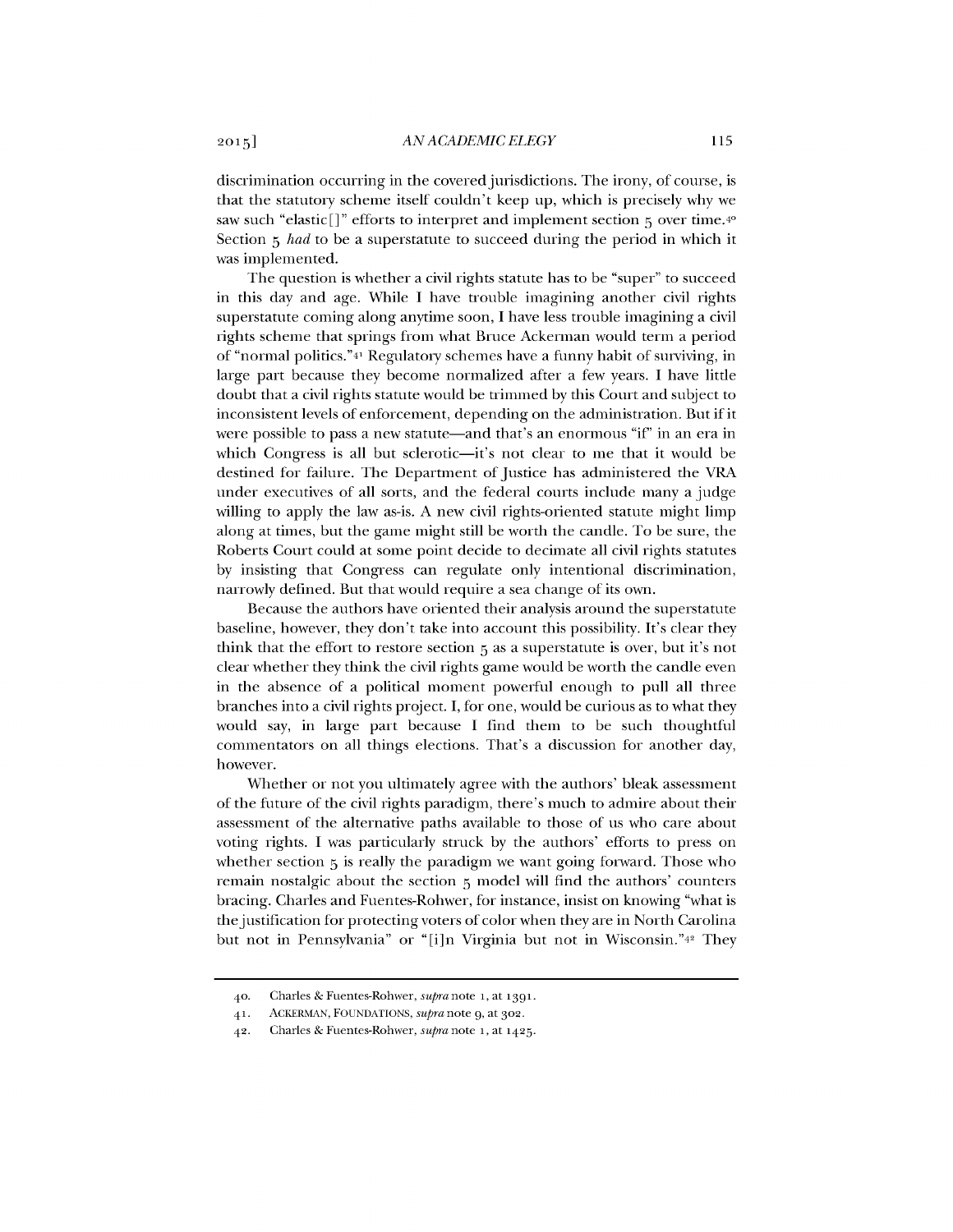discrimination occurring in the covered jurisdictions. The irony, of course, is that the statutory scheme itself couldn't keep up, which is precisely why we saw such "elastic[]" efforts to interpret and implement section 5 over time.[40] Section 5 *had* to be a superstatute to succeed during the period in which it was implemented.

The question is whether a civil rights statute has to be "super" to succeed in this day and age. While I have trouble imagining another civil rights superstatute coming along anytime soon, I have less trouble imagining a civil rights scheme that springs from what Bruce Ackerman would term a period of "normal politics."[41] Regulatory schemes have a funny habit of surviving, in large part because they become normalized after a few years. I have little doubt that a civil rights statute would be trimmed by this Court and subject to inconsistent levels of enforcement, depending on the administration. But if it were possible to pass a new statute—and that's an enormous "if" in an era in which Congress is all but sclerotic—it's not clear to me that it would be destined for failure. The Department of Justice has administered the VRA under executives of all sorts, and the federal courts include many a judge willing to apply the law as-is. A new civil rights-oriented statute might limp along at times, but the game might still be worth the candle. To be sure, the Roberts Court could at some point decide to decimate all civil rights statutes by insisting that Congress can regulate only intentional discrimination, narrowly defined. But that would require a sea change of its own.

Because the authors have oriented their analysis around the superstatute baseline, however, they don't take into account this possibility. It's clear they think that the effort to restore section 5 as a superstatute is over, but it's not clear whether they think the civil rights game would be worth the candle even in the absence of a political moment powerful enough to pull all three branches into a civil rights project. I, for one, would be curious as to what they would say, in large part because I find them to be such thoughtful commentators on all things elections. That's a discussion for another day, however.

Whether or not you ultimately agree with the authors' bleak assessment of the future of the civil rights paradigm, there's much to admire about their assessment of the alternative paths available to those of us who care about voting rights. I was particularly struck by the authors' efforts to press on whether section 5 is really the paradigm we want going forward. Those who remain nostalgic about the section 5 model will find the authors' counters bracing. Charles and Fuentes-Rohwer, for instance, insist on knowing "what is the justification for protecting voters of color when they are in North Carolina but not in Pennsylvania" or "[i]n Virginia but not in Wisconsin."[42] They

---

40. Charles & Fuentes-Rohwer, *supra* note 1, at 1391.

41. ACKERMAN, FOUNDATIONS, *supra* note 9, at 302.

42. Charles & Fuentes-Rohwer, *supra* note 1, at 1425.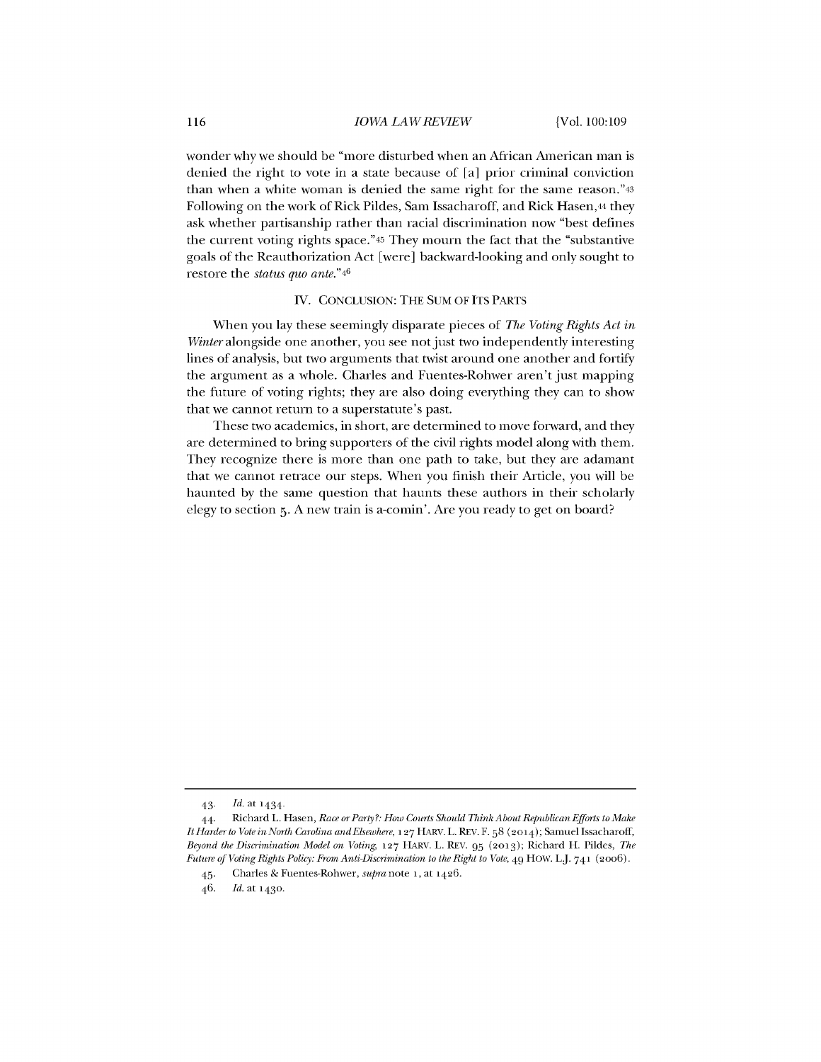wonder why we should be "more disturbed when an African American man is denied the right to vote in a state because of [a] prior criminal conviction than when a white woman is denied the same right for the same reason."[43] Following on the work of Rick Pildes, Sam Issacharoff, and Rick Hasen,[44] they ask whether partisanship rather than racial discrimination now "best defines the current voting rights space."[45] They mourn the fact that the "substantive goals of the Reauthorization Act [were] backward-looking and only sought to restore the *status quo ante*."[46]

## IV. CONCLUSION: THE SUM OF ITS PARTS

When you lay these seemingly disparate pieces of *The Voting Rights Act in Winter* alongside one another, you see not just two independently interesting lines of analysis, but two arguments that twist around one another and fortify the argument as a whole. Charles and Fuentes-Rohwer aren't just mapping the future of voting rights; they are also doing everything they can to show that we cannot return to a superstatute's past.

These two academics, in short, are determined to move forward, and they are determined to bring supporters of the civil rights model along with them. They recognize there is more than one path to take, but they are adamant that we cannot retrace our steps. When you finish their Article, you will be haunted by the same question that haunts these authors in their scholarly elegy to section 5. A new train is a-comin'. Are you ready to get on board?

---

43. *Id.* at 1434.

44. Richard L. Hasen, *Race or Party?: How Courts Should Think About Republican Efforts to Make It Harder to Vote in North Carolina and Elsewhere*, 127 HARV. L. REV. F. 58 (2014); Samuel Issacharoff, *Beyond the Discrimination Model on Voting*, 127 HARV. L. REV. 95 (2013); Richard H. Pildes, *The Future of Voting Rights Policy: From Anti-Discrimination to the Right to Vote*, 49 HOW. L.J. 741 (2006).

45. Charles & Fuentes-Rohwer, *supra* note 1, at 1426.

46. *Id.* at 1430.